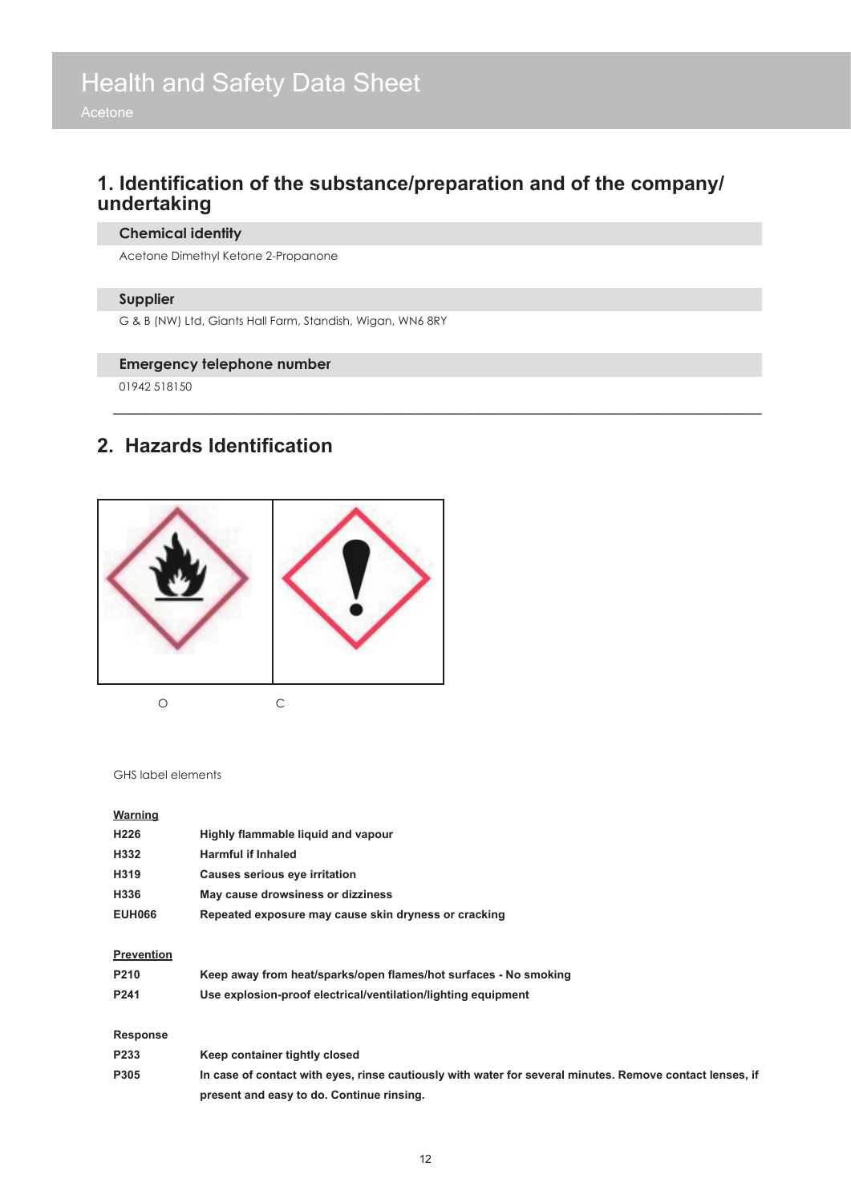# Health and Safety Data Sheet

Acetone

## 1. Identification of the substance/preparation and of the company/ undertaking

### Chemical identity

Acetone Dimethyl Ketone 2-Propanone

### Supplier

G & B (NW) Ltd, Giants Hall Farm, Standish, Wigan, WN6 8RY

### Emergency telephone number

01942 518150

---

## 2. Hazards Identification

O C

GHS label elements

**Warning**

| | |
|---|---|
| **H226** | **Highly flammable liquid and vapour** |
| **H332** | **Harmful if Inhaled** |
| **H319** | **Causes serious eye irritation** |
| **H336** | **May cause drowsiness or dizziness** |
| **EUH066** | **Repeated exposure may cause skin dryness or cracking** |

**Prevention**

| | |
|---|---|
| **P210** | **Keep away from heat/sparks/open flames/hot surfaces - No smoking** |
| **P241** | **Use explosion-proof electrical/ventilation/lighting equipment** |

**Response**

| | |
|---|---|
| **P233** | **Keep container tightly closed** |
| **P305** | **In case of contact with eyes, rinse cautiously with water for several minutes. Remove contact lenses, if present and easy to do. Continue rinsing.** |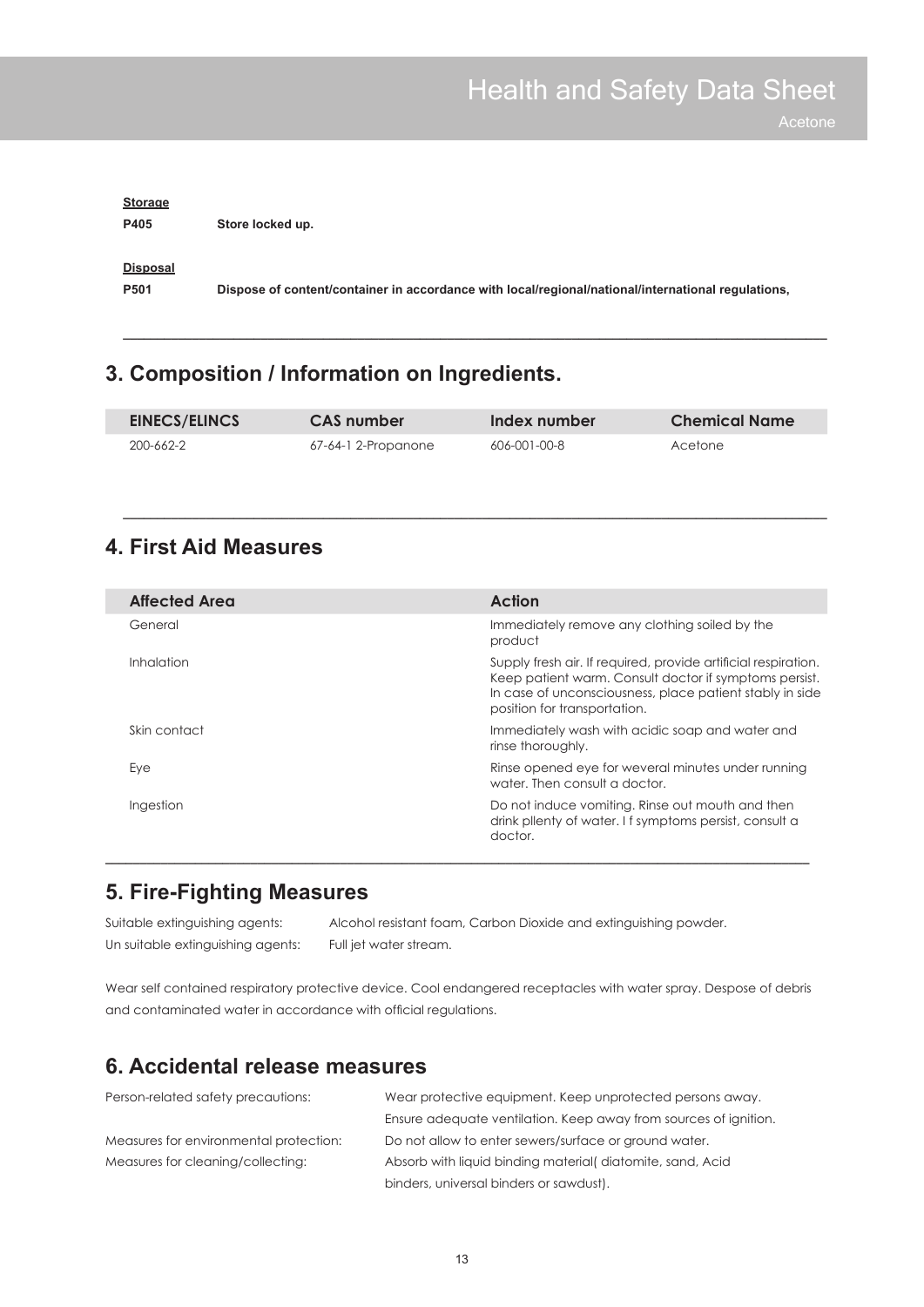**Storage**

**P405** **Store locked up.**

**Disposal**

**P501** **Dispose of content/container in accordance with local/regional/national/international regulations,**

## 3. Composition / Information on Ingredients.

| EINECS/ELINCS | CAS number | Index number | Chemical Name |
|---|---|---|---|
| 200-662-2 | 67-64-1 2-Propanone | 606-001-00-8 | Acetone |

## 4. First Aid Measures

| Affected Area | Action |
|---|---|
| General | Immediately remove any clothing soiled by the product |
| Inhalation | Supply fresh air. If required, provide artificial respiration. Keep patient warm. Consult doctor if symptoms persist. In case of unconsciousness, place patient stably in side position for transportation. |
| Skin contact | Immediately wash with acidic soap and water and rinse thoroughly. |
| Eye | Rinse opened eye for weveral minutes under running water. Then consult a doctor. |
| Ingestion | Do not induce vomiting. Rinse out mouth and then drink pllenty of water. I f symptoms persist, consult a doctor. |

## 5. Fire-Fighting Measures

Suitable extinguishing agents: Alcohol resistant foam, Carbon Dioxide and extinguishing powder.

Un suitable extinguishing agents: Full jet water stream.

Wear self contained respiratory protective device. Cool endangered receptacles with water spray. Despose of debris and contaminated water in accordance with official regulations.

## 6. Accidental release measures

Person-related safety precautions: Wear protective equipment. Keep unprotected persons away. Ensure adequate ventilation. Keep away from sources of ignition.

Measures for environmental protection: Do not allow to enter sewers/surface or ground water.

Measures for cleaning/collecting: Absorb with liquid binding material( diatomite, sand, Acid binders, universal binders or sawdust).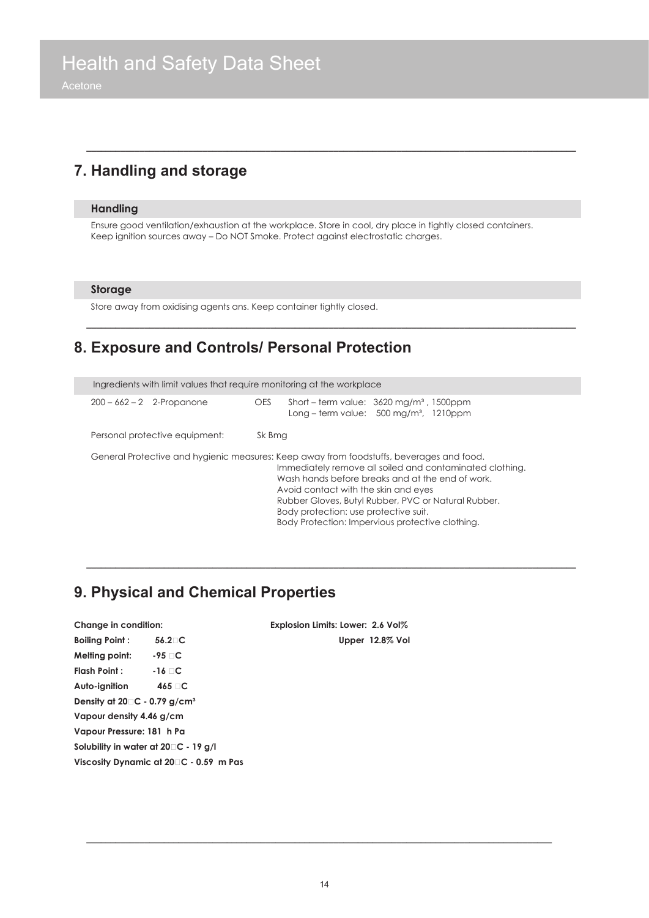# Health and Safety Data Sheet

Acetone

## 7. Handling and storage

### Handling

Ensure good ventilation/exhaustion at the workplace. Store in cool, dry place in tightly closed containers. Keep ignition sources away – Do NOT Smoke. Protect against electrostatic charges.

### Storage

Store away from oxidising agents ans. Keep container tightly closed.

## 8. Exposure and Controls/ Personal Protection

Ingredients with limit values that require monitoring at the workplace

| | | |
|---|---|---|
| 200 – 662 – 2 2-Propanone | OES | Short – term value: 3620 mg/m³ , 1500ppm<br>Long – term value: 500 mg/m³, 1210ppm |

Personal protective equipment: Sk Bmg

General Protective and hygienic measures: Keep away from foodstuffs, beverages and food.
Immediately remove all soiled and contaminated clothing.
Wash hands before breaks and at the end of work.
Avoid contact with the skin and eyes
Rubber Gloves, Butyl Rubber, PVC or Natural Rubber.
Body protection: use protective suit.
Body Protection: Impervious protective clothing.

## 9. Physical and Chemical Properties

**Change in condition:**

**Boiling Point : 56.2°C**

**Melting point: -95 °C**

**Flash Point : -16 °C**

**Auto-ignition 465 °C**

**Density at 20°C - 0.79 g/cm³**

**Vapour density 4.46 g/cm**

**Vapour Pressure: 181 h Pa**

**Solubility in water at 20°C - 19 g/l**

**Viscosity Dynamic at 20°C - 0.59 m Pas**

**Explosion Limits: Lower: 2.6 Vol%**

**Upper 12.8% Vol**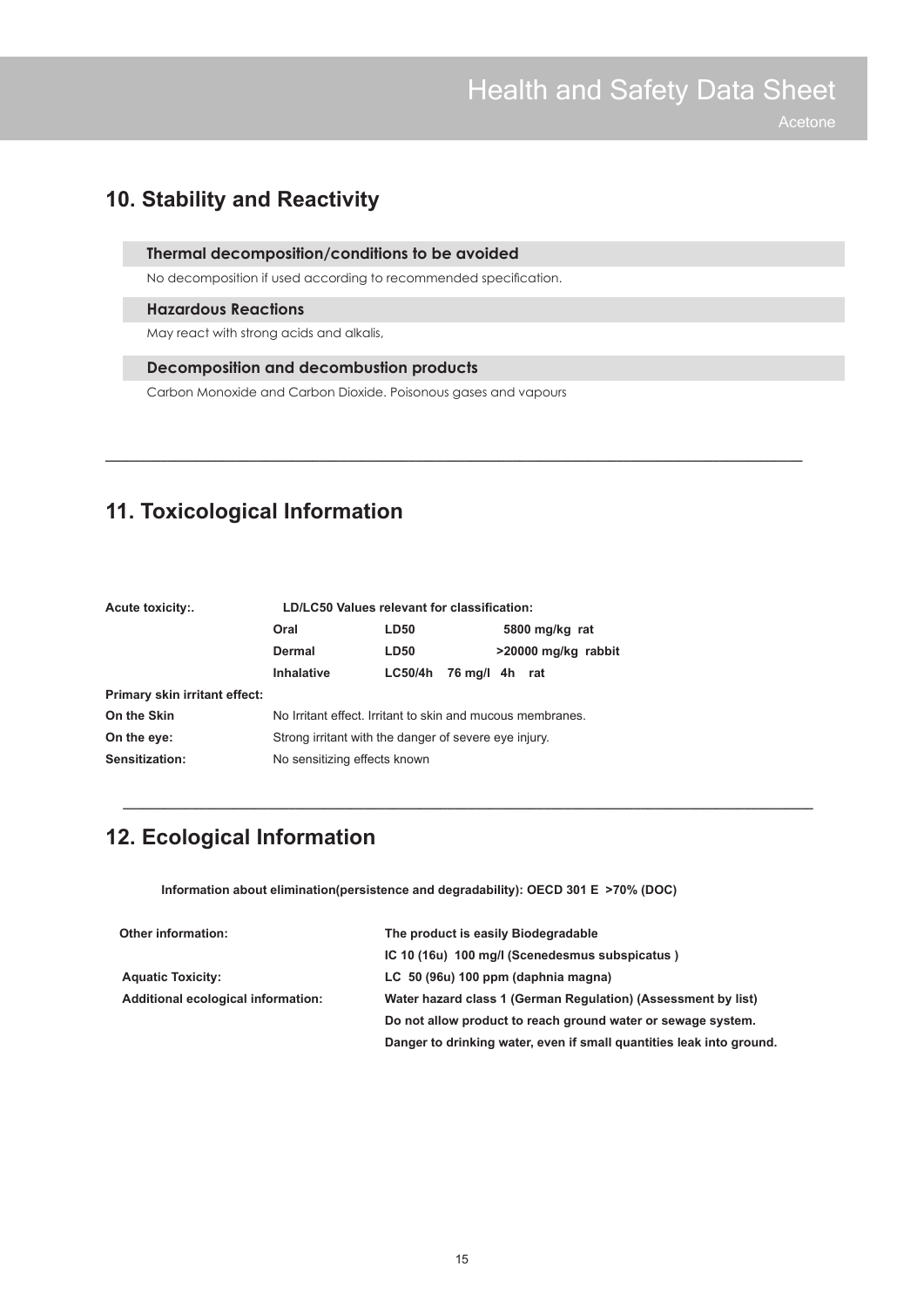## 10. Stability and Reactivity

### Thermal decomposition/conditions to be avoided

No decomposition if used according to recommended specification.

### Hazardous Reactions

May react with strong acids and alkalis,

### Decomposition and decombustion products

Carbon Monoxide and Carbon Dioxide. Poisonous gases and vapours

---

## 11. Toxicological Information

| **Acute toxicity:.** | **LD/LC50 Values relevant for classification:** | | |
|---|---|---|---|
| | **Oral** | **LD50** | **5800 mg/kg rat** |
| | **Dermal** | **LD50** | **>20000 mg/kg rabbit** |
| | **Inhalative** | **LC50/4h** | **76 mg/l 4h rat** |

**Primary skin irritant effect:**

| | |
|---|---|
| **On the Skin** | No Irritant effect. Irritant to skin and mucous membranes. |
| **On the eye:** | Strong irritant with the danger of severe eye injury. |
| **Sensitization:** | No sensitizing effects known |

---

## 12. Ecological Information

**Information about elimination(persistence and degradability): OECD 301 E >70% (DOC)**

| | |
|---|---|
| **Other information:** | **The product is easily Biodegradable** |
| | **IC 10 (16u) 100 mg/l (Scenedesmus subspicatus )** |
| **Aquatic Toxicity:** | **LC 50 (96u) 100 ppm (daphnia magna)** |
| **Additional ecological information:** | **Water hazard class 1 (German Regulation) (Assessment by list)** |
| | **Do not allow product to reach ground water or sewage system.** |
| | **Danger to drinking water, even if small quantities leak into ground.** |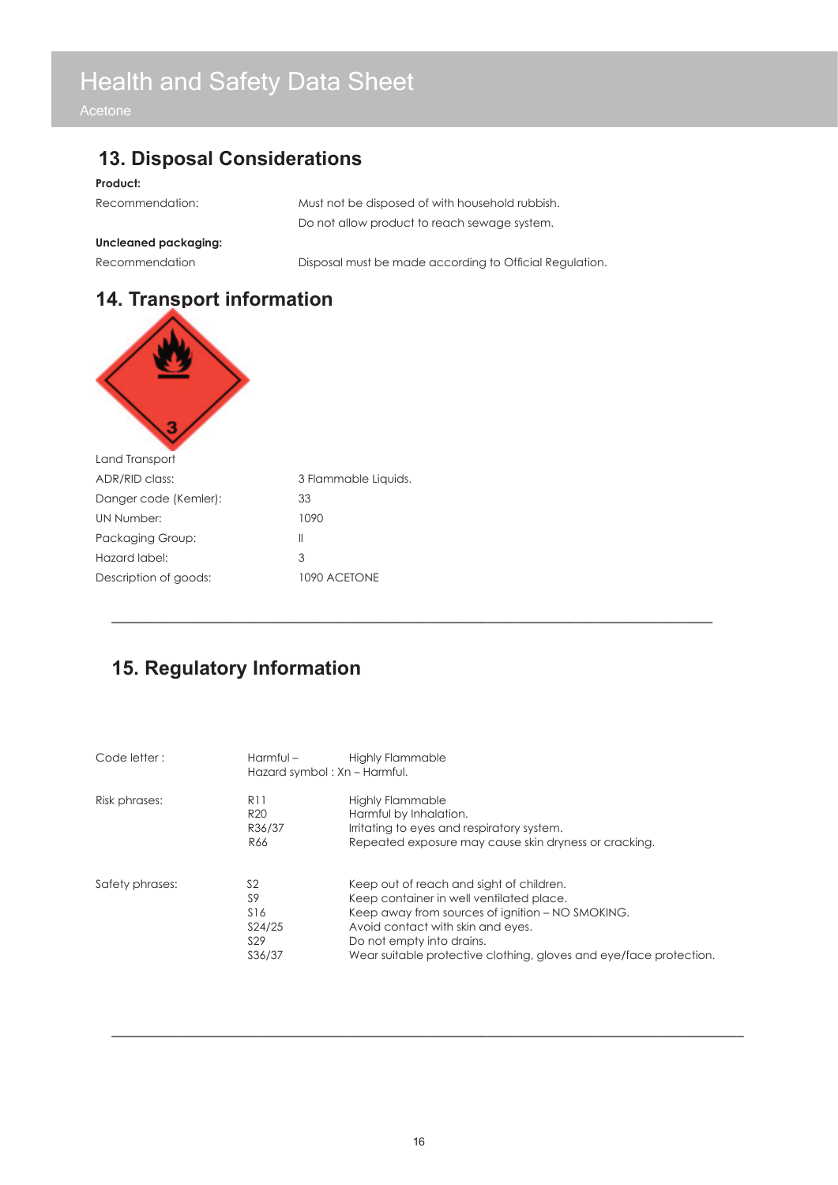# Health and Safety Data Sheet

Acetone

## 13. Disposal Considerations

**Product:**

| | |
|---|---|
| Recommendation: | Must not be disposed of with household rubbish. |
| | Do not allow product to reach sewage system. |

**Uncleaned packaging:**

| | |
|---|---|
| Recommendation | Disposal must be made according to Official Regulation. |

## 14. Transport information

Land Transport

| | |
|---|---|
| ADR/RID class: | 3 Flammable Liquids. |
| Danger code (Kemler): | 33 |
| UN Number: | 1090 |
| Packaging Group: | II |
| Hazard label: | 3 |
| Description of goods: | 1090 ACETONE |

---

## 15. Regulatory Information

| | | |
|---|---|---|
| Code letter : | Harmful – | Highly Flammable |
| | Hazard symbol : Xn – Harmful. | |
| Risk phrases: | R11 | Highly Flammable |
| | R20 | Harmful by Inhalation. |
| | R36/37 | Irritating to eyes and respiratory system. |
| | R66 | Repeated exposure may cause skin dryness or cracking. |
| Safety phrases: | S2 | Keep out of reach and sight of children. |
| | S9 | Keep container in well ventilated place. |
| | S16 | Keep away from sources of ignition – NO SMOKING. |
| | S24/25 | Avoid contact with skin and eyes. |
| | S29 | Do not empty into drains. |
| | S36/37 | Wear suitable protective clothing, gloves and eye/face protection. |

---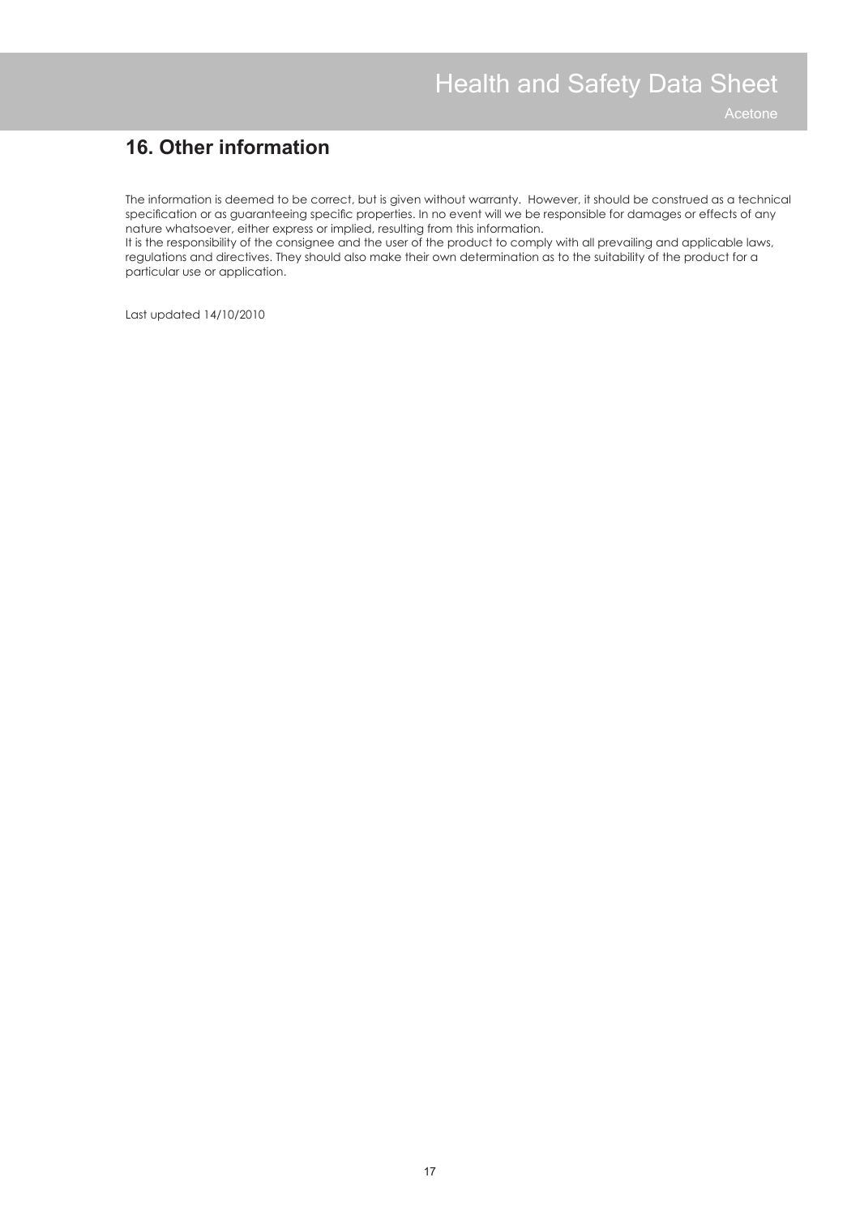## 16. Other information

The information is deemed to be correct, but is given without warranty. However, it should be construed as a technical specification or as guaranteeing specific properties. In no event will we be responsible for damages or effects of any nature whatsoever, either express or implied, resulting from this information.
It is the responsibility of the consignee and the user of the product to comply with all prevailing and applicable laws, regulations and directives. They should also make their own determination as to the suitability of the product for a particular use or application.

Last updated 14/10/2010